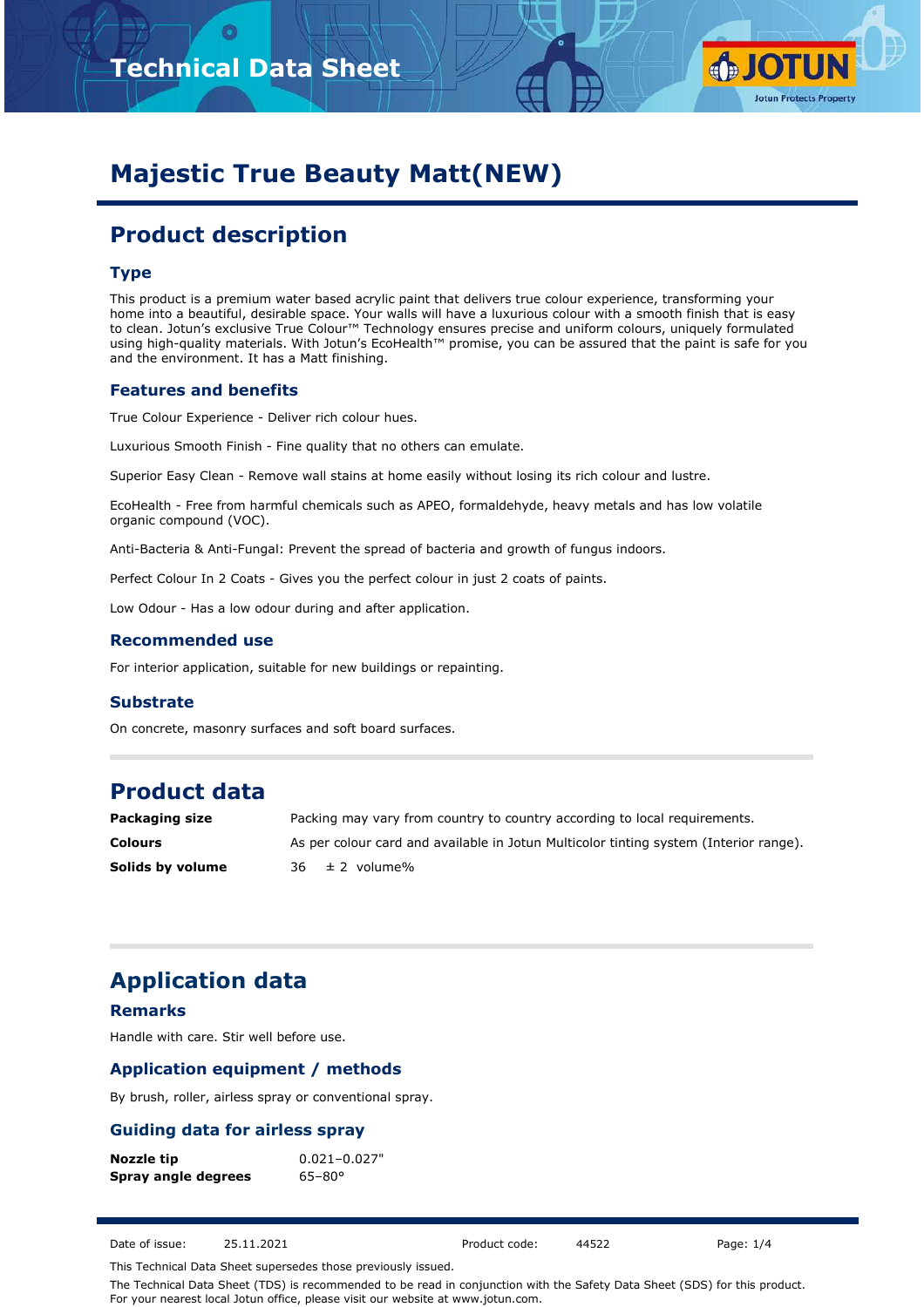# Majestic True Beauty Matt(NEW)

## Product description

### Type

This product is a premium water based acrylic paint that delivers true colour experience, transforming your home into a beautiful, desirable space. Your walls will have a luxurious colour with a smooth finish that is easy to clean. Jotun's exclusive True Colour™ Technology ensures precise and uniform colours, uniquely formulated using high-quality materials. With Jotun's EcoHealth™ promise, you can be assured that the paint is safe for you and the environment. It has a Matt finishing.

### Features and benefits

True Colour Experience - Deliver rich colour hues.

Luxurious Smooth Finish - Fine quality that no others can emulate.

Superior Easy Clean - Remove wall stains at home easily without losing its rich colour and lustre.

EcoHealth - Free from harmful chemicals such as APEO, formaldehyde, heavy metals and has low volatile organic compound (VOC).

Anti-Bacteria & Anti-Fungal: Prevent the spread of bacteria and growth of fungus indoors.

Perfect Colour In 2 Coats - Gives you the perfect colour in just 2 coats of paints.

Low Odour - Has a low odour during and after application.

### Recommended use

For interior application, suitable for new buildings or repainting.

### Substrate

On concrete, masonry surfaces and soft board surfaces.

## Product data

| | |
|---|---|
| **Packaging size** | Packing may vary from country to country according to local requirements. |
| **Colours** | As per colour card and available in Jotun Multicolor tinting system (Interior range). |
| **Solids by volume** | 36 ± 2 volume% |

## Application data

### Remarks

Handle with care. Stir well before use.

### Application equipment / methods

By brush, roller, airless spray or conventional spray.

### Guiding data for airless spray

| | |
|---|---|
| **Nozzle tip** | 0.021–0.027" |
| **Spray angle degrees** | 65–80° |

Date of issue: 25.11.2021 Product code: 44522

This Technical Data Sheet supersedes those previously issued.

The Technical Data Sheet (TDS) is recommended to be read in conjunction with the Safety Data Sheet (SDS) for this product. For your nearest local Jotun office, please visit our website at www.jotun.com.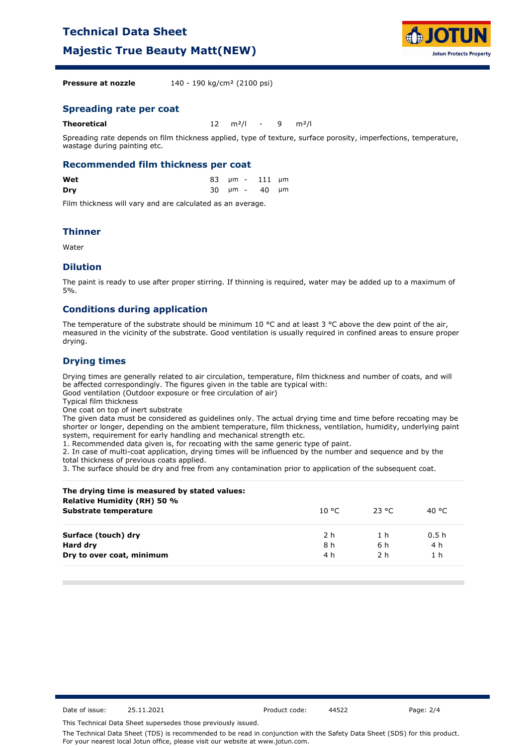**Pressure at nozzle** 140 - 190 kg/cm² (2100 psi)

## Spreading rate per coat

| | |
|---|---|
| **Theoretical** | 12 m²/l - 9 m²/l |

Spreading rate depends on film thickness applied, type of texture, surface porosity, imperfections, temperature, wastage during painting etc.

## Recommended film thickness per coat

| | |
|---|---|
| **Wet** | 83 µm - 111 µm |
| **Dry** | 30 µm - 40 µm |

Film thickness will vary and are calculated as an average.

## Thinner

Water

## Dilution

The paint is ready to use after proper stirring. If thinning is required, water may be added up to a maximum of 5%.

## Conditions during application

The temperature of the substrate should be minimum 10 °C and at least 3 °C above the dew point of the air, measured in the vicinity of the substrate. Good ventilation is usually required in confined areas to ensure proper drying.

## Drying times

Drying times are generally related to air circulation, temperature, film thickness and number of coats, and will be affected correspondingly. The figures given in the table are typical with:
Good ventilation (Outdoor exposure or free circulation of air)
Typical film thickness
One coat on top of inert substrate
The given data must be considered as guidelines only. The actual drying time and time before recoating may be shorter or longer, depending on the ambient temperature, film thickness, ventilation, humidity, underlying paint system, requirement for early handling and mechanical strength etc.

1. Recommended data given is, for recoating with the same generic type of paint.
2. In case of multi-coat application, drying times will be influenced by the number and sequence and by the total thickness of previous coats applied.
3. The surface should be dry and free from any contamination prior to application of the subsequent coat.

| **The drying time is measured by stated values:** **Relative Humidity (RH) 50 %** **Substrate temperature** | 10 °C | 23 °C | 40 °C |
|---|---|---|---|
| **Surface (touch) dry** | 2 h | 1 h | 0.5 h |
| **Hard dry** | 8 h | 6 h | 4 h |
| **Dry to over coat, minimum** | 4 h | 2 h | 1 h |

Date of issue: 25.11.2021 Product code: 44522

This Technical Data Sheet supersedes those previously issued.

The Technical Data Sheet (TDS) is recommended to be read in conjunction with the Safety Data Sheet (SDS) for this product. For your nearest local Jotun office, please visit our website at www.jotun.com.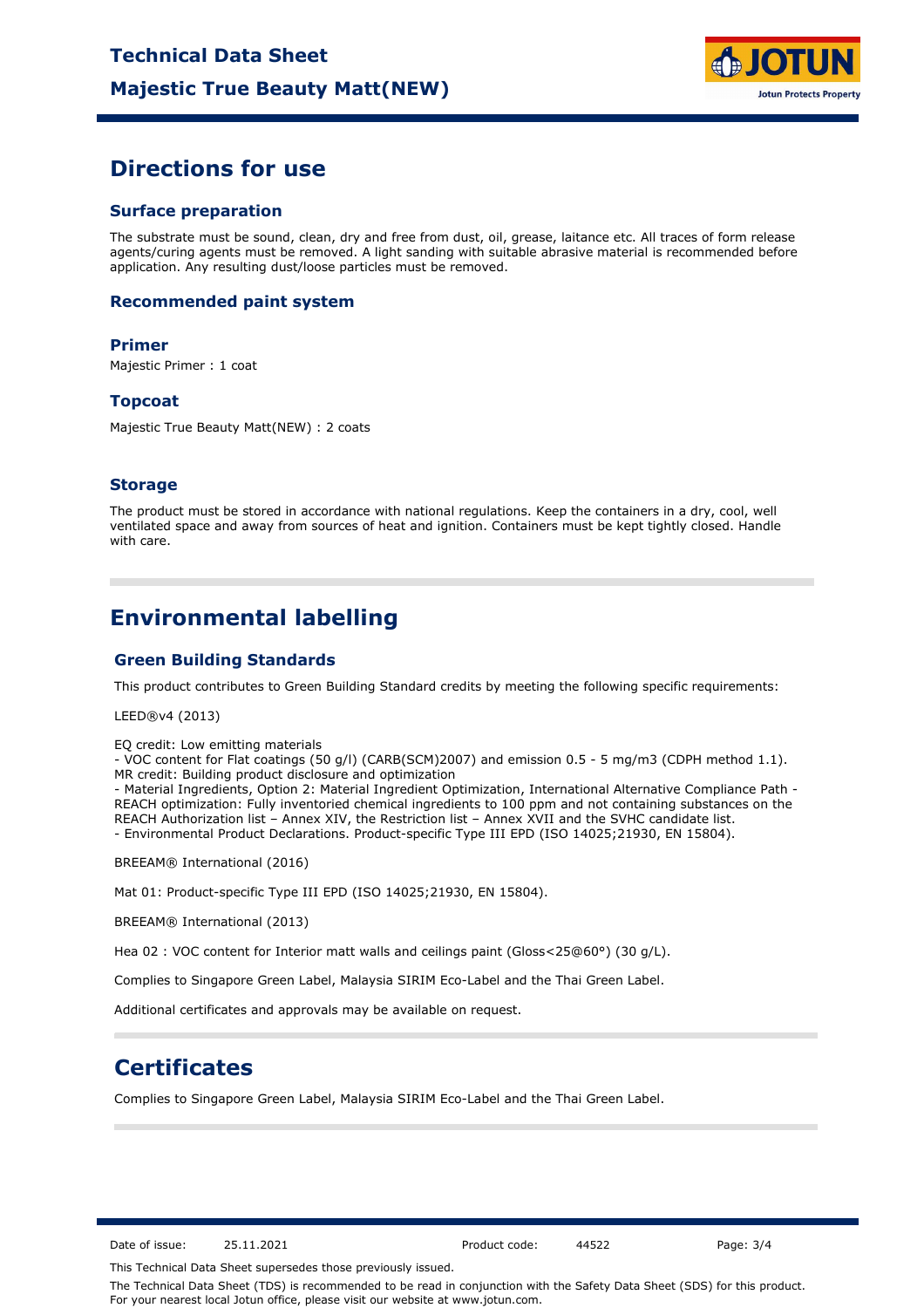# Directions for use

## Surface preparation

The substrate must be sound, clean, dry and free from dust, oil, grease, laitance etc. All traces of form release agents/curing agents must be removed. A light sanding with suitable abrasive material is recommended before application. Any resulting dust/loose particles must be removed.

## Recommended paint system

### Primer

Majestic Primer : 1 coat

### Topcoat

Majestic True Beauty Matt(NEW) : 2 coats

## Storage

The product must be stored in accordance with national regulations. Keep the containers in a dry, cool, well ventilated space and away from sources of heat and ignition. Containers must be kept tightly closed. Handle with care.

# Environmental labelling

## Green Building Standards

This product contributes to Green Building Standard credits by meeting the following specific requirements:

LEED®v4 (2013)

EQ credit: Low emitting materials
- VOC content for Flat coatings (50 g/l) (CARB(SCM)2007) and emission 0.5 - 5 mg/m3 (CDPH method 1.1).

MR credit: Building product disclosure and optimization
- Material Ingredients, Option 2: Material Ingredient Optimization, International Alternative Compliance Path - REACH optimization: Fully inventoried chemical ingredients to 100 ppm and not containing substances on the REACH Authorization list – Annex XIV, the Restriction list – Annex XVII and the SVHC candidate list.
- Environmental Product Declarations. Product-specific Type III EPD (ISO 14025;21930, EN 15804).

BREEAM® International (2016)

Mat 01: Product-specific Type III EPD (ISO 14025;21930, EN 15804).

BREEAM® International (2013)

Hea 02 : VOC content for Interior matt walls and ceilings paint (Gloss<25@60°) (30 g/L).

Complies to Singapore Green Label, Malaysia SIRIM Eco-Label and the Thai Green Label.

Additional certificates and approvals may be available on request.

# Certificates

Complies to Singapore Green Label, Malaysia SIRIM Eco-Label and the Thai Green Label.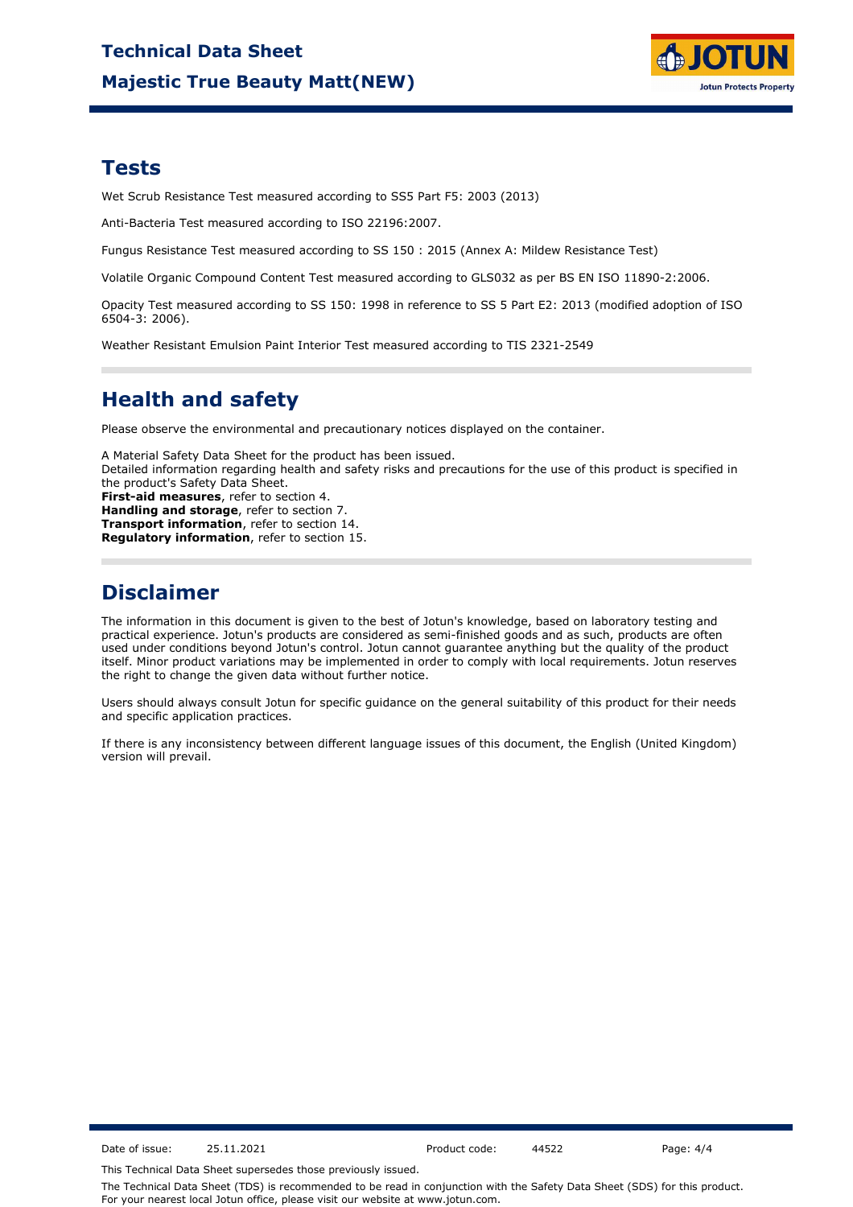## Tests

Wet Scrub Resistance Test measured according to SS5 Part F5: 2003 (2013)

Anti-Bacteria Test measured according to ISO 22196:2007.

Fungus Resistance Test measured according to SS 150 : 2015 (Annex A: Mildew Resistance Test)

Volatile Organic Compound Content Test measured according to GLS032 as per BS EN ISO 11890-2:2006.

Opacity Test measured according to SS 150: 1998 in reference to SS 5 Part E2: 2013 (modified adoption of ISO 6504-3: 2006).

Weather Resistant Emulsion Paint Interior Test measured according to TIS 2321-2549

## Health and safety

Please observe the environmental and precautionary notices displayed on the container.

A Material Safety Data Sheet for the product has been issued.
Detailed information regarding health and safety risks and precautions for the use of this product is specified in the product's Safety Data Sheet.
**First-aid measures**, refer to section 4.
**Handling and storage**, refer to section 7.
**Transport information**, refer to section 14.
**Regulatory information**, refer to section 15.

## Disclaimer

The information in this document is given to the best of Jotun's knowledge, based on laboratory testing and practical experience. Jotun's products are considered as semi-finished goods and as such, products are often used under conditions beyond Jotun's control. Jotun cannot guarantee anything but the quality of the product itself. Minor product variations may be implemented in order to comply with local requirements. Jotun reserves the right to change the given data without further notice.

Users should always consult Jotun for specific guidance on the general suitability of this product for their needs and specific application practices.

If there is any inconsistency between different language issues of this document, the English (United Kingdom) version will prevail.